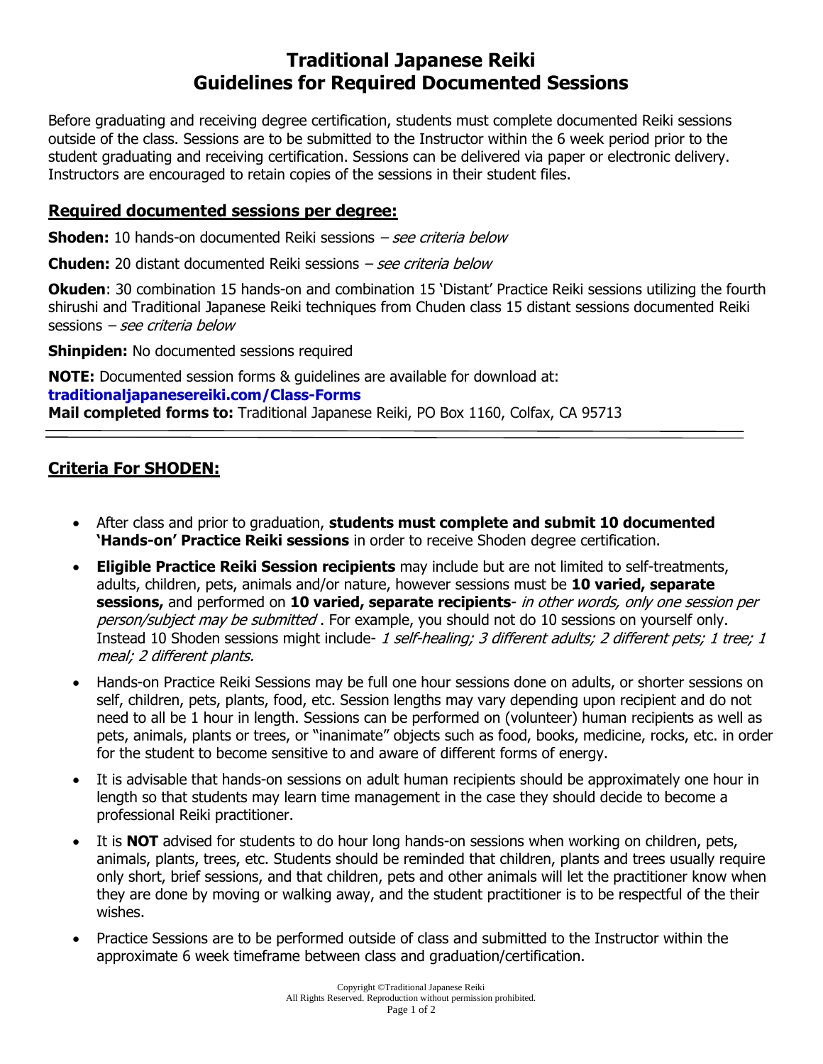# Traditional Japanese Reiki
# Guidelines for Required Documented Sessions

Before graduating and receiving degree certification, students must complete documented Reiki sessions outside of the class. Sessions are to be submitted to the Instructor within the 6 week period prior to the student graduating and receiving certification. Sessions can be delivered via paper or electronic delivery. Instructors are encouraged to retain copies of the sessions in their student files.

## Required documented sessions per degree:

**Shoden:** 10 hands-on documented Reiki sessions – *see criteria below*

**Chuden:** 20 distant documented Reiki sessions – *see criteria below*

**Okuden**: 30 combination 15 hands-on and combination 15 'Distant' Practice Reiki sessions utilizing the fourth shirushi and Traditional Japanese Reiki techniques from Chuden class 15 distant sessions documented Reiki sessions – *see criteria below*

**Shinpiden:** No documented sessions required

**NOTE:** Documented session forms & guidelines are available for download at:
**traditionaljapanesereiki.com/Class-Forms**
**Mail completed forms to:** Traditional Japanese Reiki, PO Box 1160, Colfax, CA 95713

---

## Criteria For SHODEN:

- After class and prior to graduation, **students must complete and submit 10 documented 'Hands-on' Practice Reiki sessions** in order to receive Shoden degree certification.
- **Eligible Practice Reiki Session recipients** may include but are not limited to self-treatments, adults, children, pets, animals and/or nature, however sessions must be **10 varied, separate sessions,** and performed on **10 varied, separate recipients**- *in other words, only one session per person/subject may be submitted* . For example, you should not do 10 sessions on yourself only. Instead 10 Shoden sessions might include- *1 self-healing; 3 different adults; 2 different pets; 1 tree; 1 meal; 2 different plants.*
- Hands-on Practice Reiki Sessions may be full one hour sessions done on adults, or shorter sessions on self, children, pets, plants, food, etc. Session lengths may vary depending upon recipient and do not need to all be 1 hour in length. Sessions can be performed on (volunteer) human recipients as well as pets, animals, plants or trees, or "inanimate" objects such as food, books, medicine, rocks, etc. in order for the student to become sensitive to and aware of different forms of energy.
- It is advisable that hands-on sessions on adult human recipients should be approximately one hour in length so that students may learn time management in the case they should decide to become a professional Reiki practitioner.
- It is **NOT** advised for students to do hour long hands-on sessions when working on children, pets, animals, plants, trees, etc. Students should be reminded that children, plants and trees usually require only short, brief sessions, and that children, pets and other animals will let the practitioner know when they are done by moving or walking away, and the student practitioner is to be respectful of the their wishes.
- Practice Sessions are to be performed outside of class and submitted to the Instructor within the approximate 6 week timeframe between class and graduation/certification.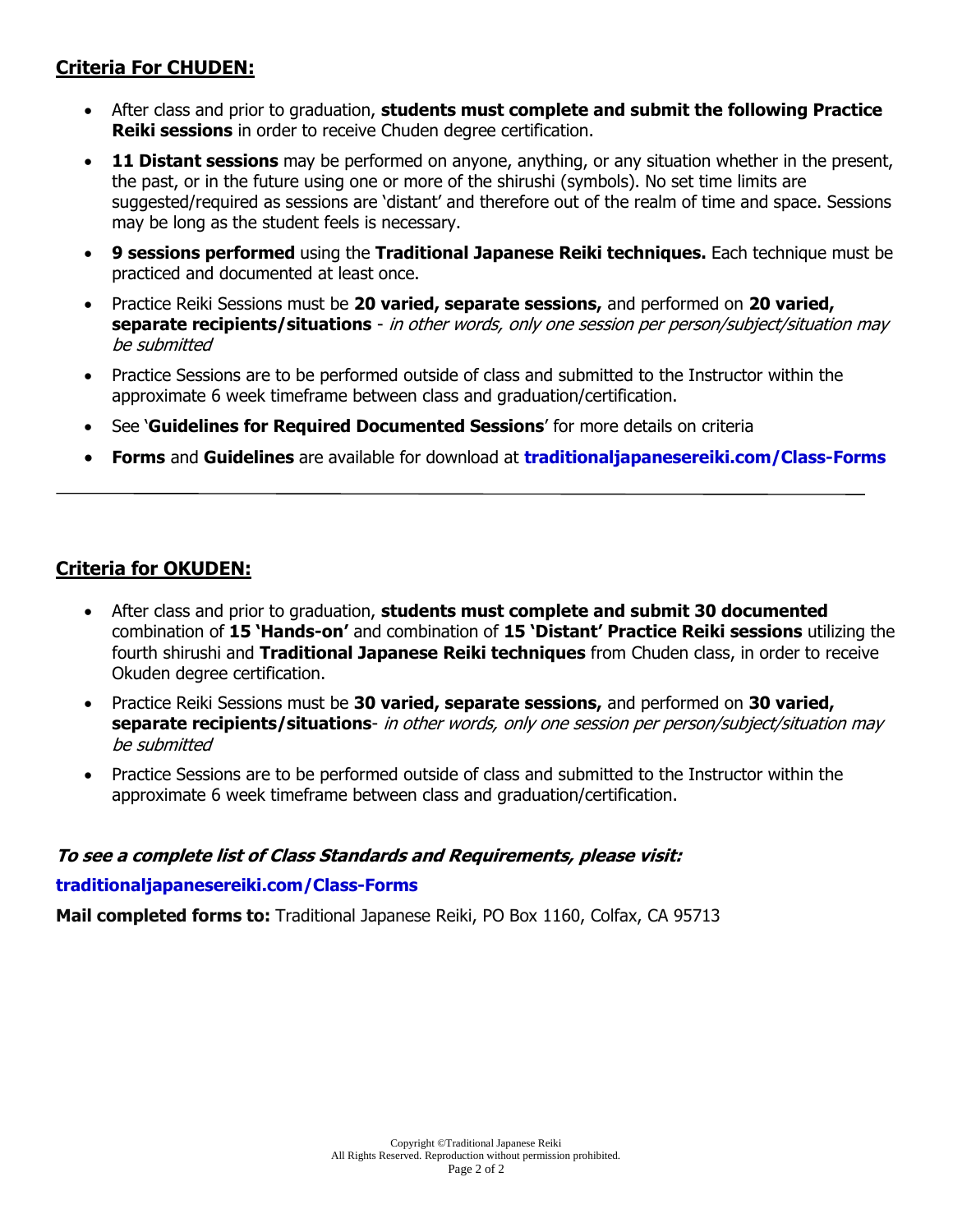## Criteria For CHUDEN:

- After class and prior to graduation, **students must complete and submit the following Practice Reiki sessions** in order to receive Chuden degree certification.
- **11 Distant sessions** may be performed on anyone, anything, or any situation whether in the present, the past, or in the future using one or more of the shirushi (symbols). No set time limits are suggested/required as sessions are 'distant' and therefore out of the realm of time and space. Sessions may be long as the student feels is necessary.
- **9 sessions performed** using the **Traditional Japanese Reiki techniques.** Each technique must be practiced and documented at least once.
- Practice Reiki Sessions must be **20 varied, separate sessions,** and performed on **20 varied, separate recipients/situations** - *in other words, only one session per person/subject/situation may be submitted*
- Practice Sessions are to be performed outside of class and submitted to the Instructor within the approximate 6 week timeframe between class and graduation/certification.
- See '**Guidelines for Required Documented Sessions**' for more details on criteria
- **Forms** and **Guidelines** are available for download at **traditionaljapanesereiki.com/Class-Forms**

---

## Criteria for OKUDEN:

- After class and prior to graduation, **students must complete and submit 30 documented** combination of **15 'Hands-on'** and combination of **15 'Distant' Practice Reiki sessions** utilizing the fourth shirushi and **Traditional Japanese Reiki techniques** from Chuden class, in order to receive Okuden degree certification.
- Practice Reiki Sessions must be **30 varied, separate sessions,** and performed on **30 varied, separate recipients/situations**- *in other words, only one session per person/subject/situation may be submitted*
- Practice Sessions are to be performed outside of class and submitted to the Instructor within the approximate 6 week timeframe between class and graduation/certification.

***To see a complete list of Class Standards and Requirements, please visit:***

**traditionaljapanesereiki.com/Class-Forms**

**Mail completed forms to:** Traditional Japanese Reiki, PO Box 1160, Colfax, CA 95713

Copyright ©Traditional Japanese Reiki
All Rights Reserved. Reproduction without permission prohibited.